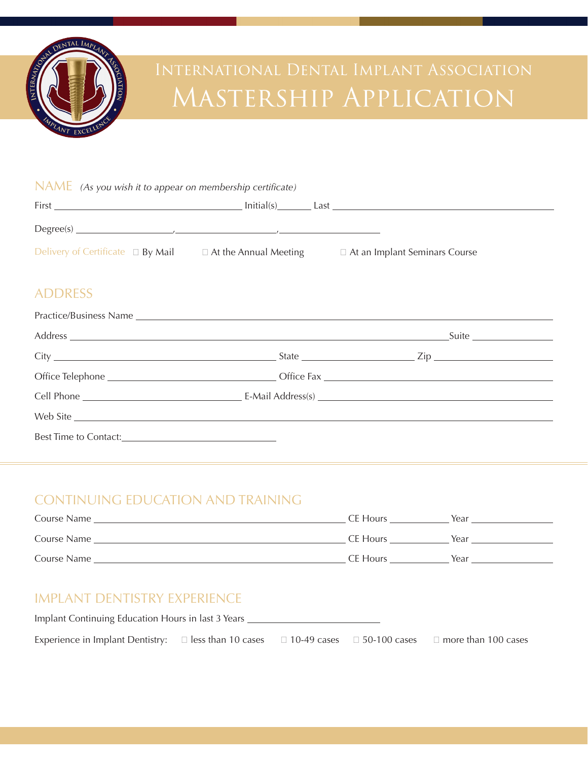# International Dental Implant Association
# Mastership Application

## NAME *(As you wish it to appear on membership certificate)*

First ______________________ Initial(s)______ Last ______________________

Degree(s) ______________, ______________, ______________

Delivery of Certificate ☐ By Mail ☐ At the Annual Meeting ☐ At an Implant Seminars Course

## ADDRESS

Practice/Business Name ______________________

Address ______________________ Suite ______________

City ______________________ State ______________ Zip ______________

Office Telephone ______________________ Office Fax ______________________

Cell Phone ______________________ E-Mail Address(s) ______________________

Web Site ______________________

Best Time to Contact: ______________________

## CONTINUING EDUCATION AND TRAINING

Course Name ______________________ CE Hours __________ Year __________

Course Name ______________________ CE Hours __________ Year __________

Course Name ______________________ CE Hours __________ Year __________

## IMPLANT DENTISTRY EXPERIENCE

Implant Continuing Education Hours in last 3 Years ______________________

Experience in Implant Dentistry: ☐ less than 10 cases ☐ 10-49 cases ☐ 50-100 cases ☐ more than 100 cases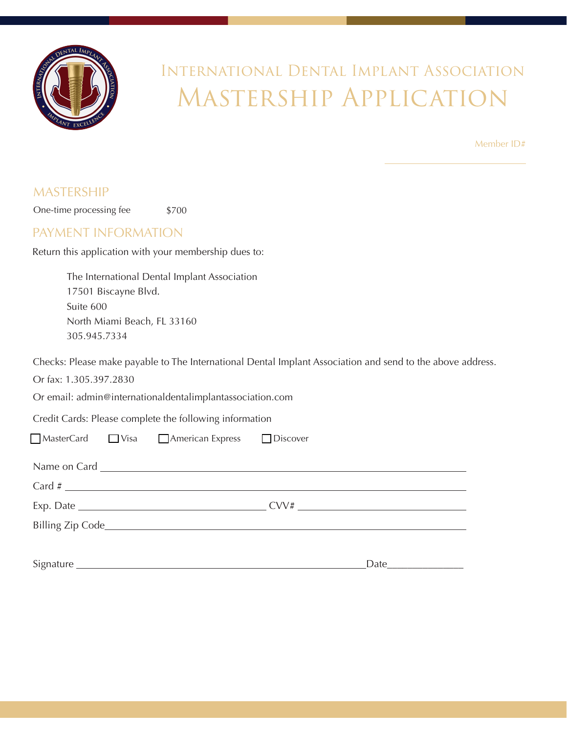# INTERNATIONAL DENTAL IMPLANT ASSOCIATION
# MASTERSHIP APPLICATION

Member ID# ______________________

## MASTERSHIP

One-time processing fee $700

## PAYMENT INFORMATION

Return this application with your membership dues to:

The International Dental Implant Association
17501 Biscayne Blvd.
Suite 600
North Miami Beach, FL 33160
305.945.7334

Checks: Please make payable to The International Dental Implant Association and send to the above address.

Or fax: 1.305.397.2830

Or email: admin@internationaldentalimplantassociation.com

Credit Cards: Please complete the following information

☐ MasterCard ☐ Visa ☐ American Express ☐ Discover

Name on Card ______________________________________________

Card # ______________________________________________

Exp. Date ______________________ CVV# ______________________

Billing Zip Code ______________________________________________

Signature ______________________________________ Date______________